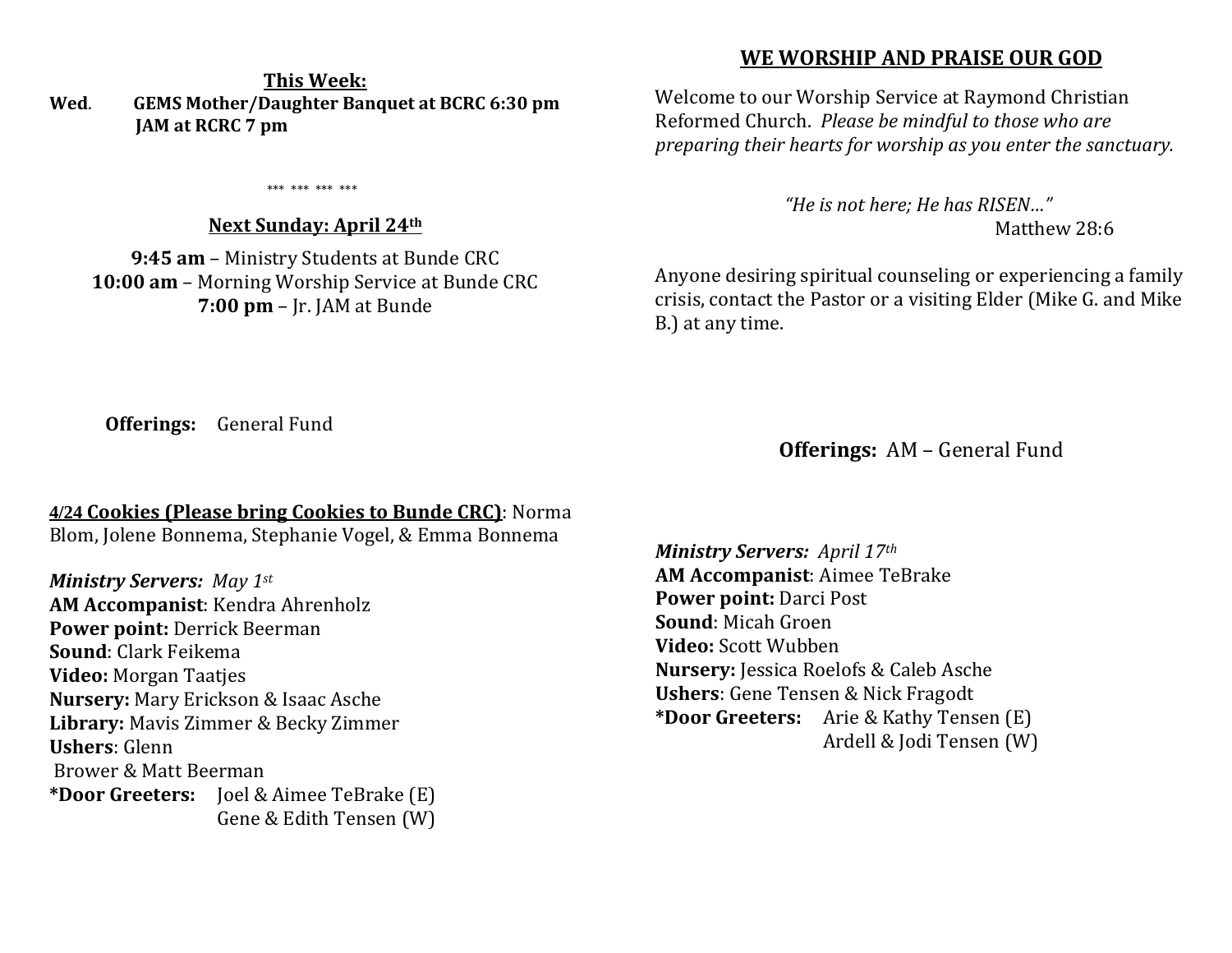**This Week:**

**Wed**. **GEMS Mother/Daughter Banquet at BCRC 6:30 pm**
**JAM at RCRC 7 pm**

\*\*\* \*\*\* \*\*\* \*\*\*

**Next Sunday: April 24th**

**9:45 am** – Ministry Students at Bunde CRC
**10:00 am** – Morning Worship Service at Bunde CRC
**7:00 pm** – Jr. JAM at Bunde

**Offerings:** General Fund

**4/24 Cookies (Please bring Cookies to Bunde CRC)**: Norma Blom, Jolene Bonnema, Stephanie Vogel, & Emma Bonnema

***Ministry Servers:** May 1st*
**AM Accompanist**: Kendra Ahrenholz
**Power point:** Derrick Beerman
**Sound**: Clark Feikema
**Video:** Morgan Taatjes
**Nursery:** Mary Erickson & Isaac Asche
**Library:** Mavis Zimmer & Becky Zimmer
**Ushers**: Glenn Brower & Matt Beerman
**\*Door Greeters:** Joel & Aimee TeBrake (E)
Gene & Edith Tensen (W)

## WE WORSHIP AND PRAISE OUR GOD

Welcome to our Worship Service at Raymond Christian Reformed Church. *Please be mindful to those who are preparing their hearts for worship as you enter the sanctuary.*

*"He is not here; He has RISEN…"*
Matthew 28:6

Anyone desiring spiritual counseling or experiencing a family crisis, contact the Pastor or a visiting Elder (Mike G. and Mike B.) at any time.

**Offerings:** AM – General Fund

***Ministry Servers:** April 17th*
**AM Accompanist**: Aimee TeBrake
**Power point:** Darci Post
**Sound**: Micah Groen
**Video:** Scott Wubben
**Nursery:** Jessica Roelofs & Caleb Asche
**Ushers**: Gene Tensen & Nick Fragodt
**\*Door Greeters:** Arie & Kathy Tensen (E)
Ardell & Jodi Tensen (W)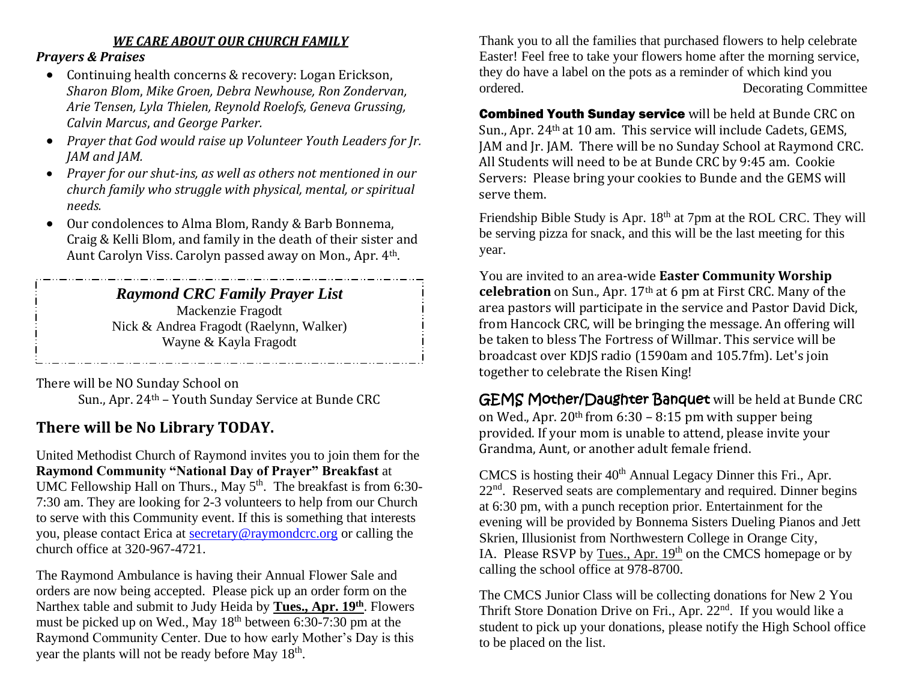***WE CARE ABOUT OUR CHURCH FAMILY***

***Prayers & Praises***

- Continuing health concerns & recovery: Logan Erickson, *Sharon Blom, Mike Groen, Debra Newhouse, Ron Zondervan, Arie Tensen, Lyla Thielen, Reynold Roelofs, Geneva Grussing, Calvin Marcus, and George Parker.*
- *Prayer that God would raise up Volunteer Youth Leaders for Jr. JAM and JAM.*
- *Prayer for our shut-ins, as well as others not mentioned in our church family who struggle with physical, mental, or spiritual needs.*
- Our condolences to Alma Blom, Randy & Barb Bonnema, Craig & Kelli Blom, and family in the death of their sister and Aunt Carolyn Viss. Carolyn passed away on Mon., Apr. 4th.

***Raymond CRC Family Prayer List***

Mackenzie Fragodt
Nick & Andrea Fragodt (Raelynn, Walker)
Wayne & Kayla Fragodt

There will be NO Sunday School on
Sun., Apr. 24th – Youth Sunday Service at Bunde CRC

## There will be No Library TODAY.

United Methodist Church of Raymond invites you to join them for the **Raymond Community "National Day of Prayer" Breakfast** at UMC Fellowship Hall on Thurs., May 5th. The breakfast is from 6:30-7:30 am. They are looking for 2-3 volunteers to help from our Church to serve with this Community event. If this is something that interests you, please contact Erica at secretary@raymondcrc.org or calling the church office at 320-967-4721.

The Raymond Ambulance is having their Annual Flower Sale and orders are now being accepted. Please pick up an order form on the Narthex table and submit to Judy Heida by **Tues., Apr. 19th**. Flowers must be picked up on Wed., May 18th between 6:30-7:30 pm at the Raymond Community Center. Due to how early Mother's Day is this year the plants will not be ready before May 18th.

Thank you to all the families that purchased flowers to help celebrate Easter! Feel free to take your flowers home after the morning service, they do have a label on the pots as a reminder of which kind you ordered. Decorating Committee

**Combined Youth Sunday service** will be held at Bunde CRC on Sun., Apr. 24th at 10 am. This service will include Cadets, GEMS, JAM and Jr. JAM. There will be no Sunday School at Raymond CRC. All Students will need to be at Bunde CRC by 9:45 am. Cookie Servers: Please bring your cookies to Bunde and the GEMS will serve them.

Friendship Bible Study is Apr. 18th at 7pm at the ROL CRC. They will be serving pizza for snack, and this will be the last meeting for this year.

You are invited to an area-wide **Easter Community Worship celebration** on Sun., Apr. 17th at 6 pm at First CRC. Many of the area pastors will participate in the service and Pastor David Dick, from Hancock CRC, will be bringing the message. An offering will be taken to bless The Fortress of Willmar. This service will be broadcast over KDJS radio (1590am and 105.7fm). Let's join together to celebrate the Risen King!

**GEMS Mother/Daughter Banquet** will be held at Bunde CRC on Wed., Apr. 20th from 6:30 – 8:15 pm with supper being provided. If your mom is unable to attend, please invite your Grandma, Aunt, or another adult female friend.

CMCS is hosting their 40th Annual Legacy Dinner this Fri., Apr. 22nd. Reserved seats are complementary and required. Dinner begins at 6:30 pm, with a punch reception prior. Entertainment for the evening will be provided by Bonnema Sisters Dueling Pianos and Jett Skrien, Illusionist from Northwestern College in Orange City, IA. Please RSVP by Tues., Apr. 19th on the CMCS homepage or by calling the school office at 978-8700.

The CMCS Junior Class will be collecting donations for New 2 You Thrift Store Donation Drive on Fri., Apr. 22nd. If you would like a student to pick up your donations, please notify the High School office to be placed on the list.